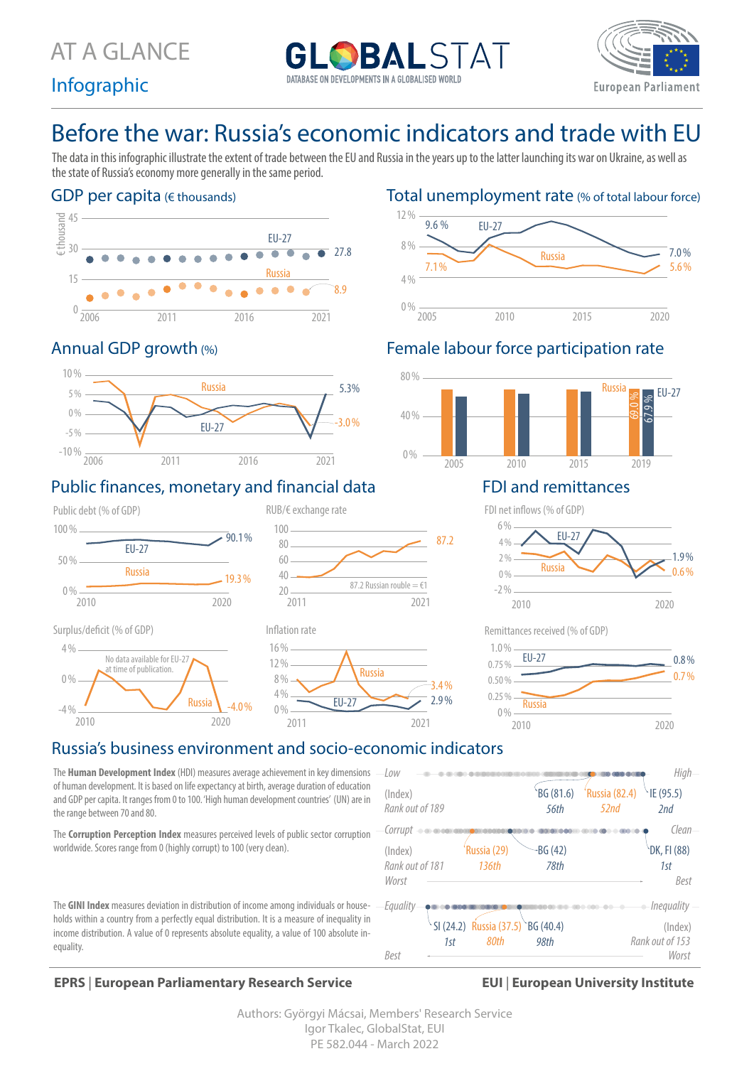AT A GLANCE

Infographic

GLOBALSTAT
DATABASE ON DEVELOPMENTS IN A GLOBALISED WORLD

European Parliament

# Before the war: Russia's economic indicators and trade with EU

The data in this infographic illustrate the extent of trade between the EU and Russia in the years up to the latter launching its war on Ukraine, as well as the state of Russia's economy more generally in the same period.

## GDP per capita (€ thousands)

€ thousand
45
30
15
0
2006
2011
2016
2021
EU-27
27.8
Russia
8.9

## Total unemployment rate (% of total labour force)

12 %
8 %
4 %
0 %
2005
2010
2015
2020
9.6 %
EU-27
7.1%
Russia
7.0 %
5.6 %

## Annual GDP growth (%)

10 %
5 %
0 %
-5 %
-10 %
2006
2011
2016
2021
Russia
EU-27
5.3%
-3.0%

## Female labour force participation rate

80 %
40 %
0 %
2005
2010
2015
2019
Russia
EU-27
69.0 %
67.9 %

## Public finances, monetary and financial data

Public debt (% of GDP)
100 %
50 %
0 %
2010
2020
EU-27
90.1 %
Russia
19.3 %

RUB/€ exchange rate
100
80
60
40
20
2011
2021
87.2
87.2 Russian rouble = €1

Surplus/deficit (% of GDP)
4 %
0 %
-4 %
2010
2020
No data available for EU-27 at time of publication.
Russia
-4.0 %

Inflation rate
16 %
12 %
8 %
4 %
0 %
2011
2021
Russia
EU-27
3.4 %
2.9 %

## FDI and remittances

FDI net inflows (% of GDP)
6 %
4 %
2 %
0 %
-2 %
2010
2020
EU-27
Russia
1.9 %
0.6 %

Remittances received (% of GDP)
1.0 %
0.75 %
0.50 %
0.25 %
0 %
2010
2020
EU-27
0.8 %
Russia
0.7 %

## Russia's business environment and socio-economic indicators

The **Human Development Index** (HDI) measures average achievement in key dimensions of human development. It is based on life expectancy at birth, average duration of education and GDP per capita. It ranges from 0 to 100. 'High human development countries' (UN) are in the range between 70 and 80.

Low — High
(Index): BG (81.6), Russia (82.4), IE (95.5)
Rank out of 189: 56th, 52nd, 2nd

The **Corruption Perception Index** measures perceived levels of public sector corruption worldwide. Scores range from 0 (highly corrupt) to 100 (very clean).

Corrupt — Clean
(Index): Russia (29), BG (42), DK, FI (88)
Rank out of 181: 136th, 78th, 1st
Worst — Best

The **GINI Index** measures deviation in distribution of income among individuals or households within a country from a perfectly equal distribution. It is a measure of inequality in income distribution. A value of 0 represents absolute equality, a value of 100 absolute inequality.

Equality — Inequality
(Index): SI (24.2), Russia (37.5), BG (40.4)
Rank out of 153: 1st, 80th, 98th
Best — Worst

**EPRS** | **European Parliamentary Research Service**

**EUI** | **European University Institute**

Authors: Györgyi Mácsai, Members' Research Service
Igor Tkalec, GlobalStat, EUI
PE 582.044 - March 2022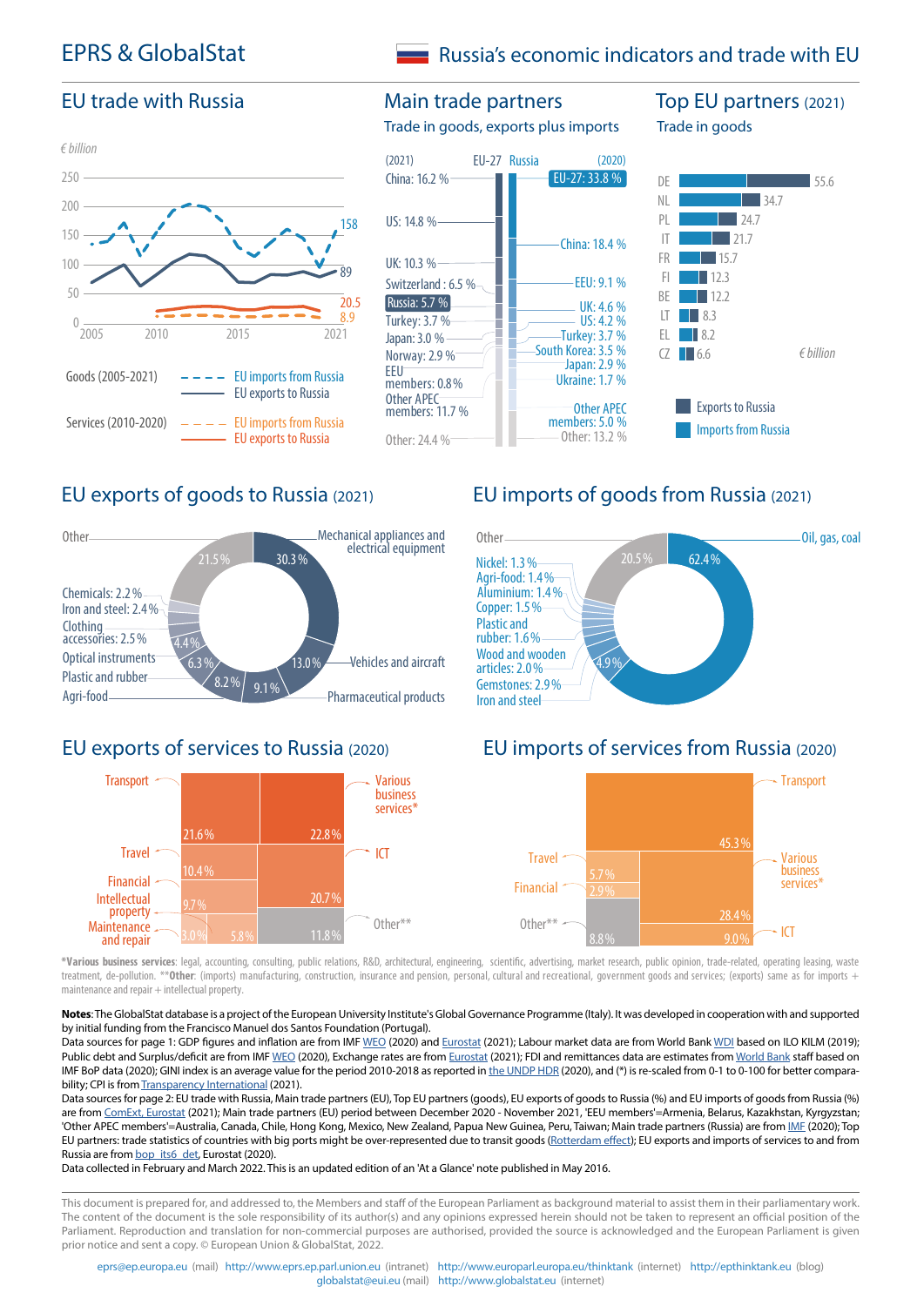EPRS & GlobalStat

Russia's economic indicators and trade with EU

## EU trade with Russia

€ billion

250
200
150
100
50
0

2005 2010 2015 2021

158
89
20.5
8.9

Goods (2005-2021)
EU imports from Russia
EU exports to Russia

Services (2010-2020)
EU imports from Russia
EU exports to Russia

## Main trade partners

Trade in goods, exports plus imports

(2021) EU-27 Russia (2020)

China: 16.2 %
US: 14.8 %
UK: 10.3 %
Switzerland : 6.5 %
Russia: 5.7 %
Turkey: 3.7 %
Japan: 3.0 %
Norway: 2.9 %
EEU members: 0.8 %
Other APEC members: 11.7 %
Other: 24.4 %

EU-27: 33.8 %
China: 18.4 %
EEU: 9.1 %
UK: 4.6 %
US: 4.2 %
Turkey: 3.7 %
South Korea: 3.5 %
Japan: 2.9 %
Ukraine: 1.7 %
Other APEC members: 5.0 %
Other: 13.2 %

## Top EU partners (2021)

Trade in goods

DE 55.6
NL 34.7
PL 24.7
IT 21.7
FR 15.7
FI 12.3
BE 12.2
LT 8.3
EL 8.2
CZ 6.6

€ billion

Exports to Russia
Imports from Russia

## EU exports of goods to Russia (2021)

Mechanical appliances and electrical equipment 30.3 %
Vehicles and aircraft 13.0 %
Pharmaceutical products 9.1 %
Agri-food 8.2 %
Plastic and rubber 6.3 %
Optical instruments 4.4 %
Clothing accessories: 2.5 %
Iron and steel: 2.4 %
Chemicals: 2.2 %
Other 21.5 %

## EU imports of goods from Russia (2021)

Oil, gas, coal 62.4 %
Iron and steel 4.9 %
Gemstones: 2.9 %
Wood and wooden articles: 2.0 %
Plastic and rubber: 1.6 %
Copper: 1.5 %
Aluminium: 1.4 %
Agri-food: 1.4 %
Nickel: 1.3 %
Other 20.5 %

## EU exports of services to Russia (2020)

Transport 21.6 %
Various business services* 22.8 %
Travel 10.4 %
ICT 20.7 %
Financial 9.7 %
Intellectual property 5.8 %
Maintenance and repair 3.0 %
Other** 11.8 %

## EU imports of services from Russia (2020)

Transport 45.3 %
Travel 5.7 %
Financial 2.9 %
Various business services* 28.4 %
Other** 8.8 %
ICT 9.0 %

***Various business services**: legal, accounting, consulting, public relations, R&D, architectural, engineering, scientific, advertising, market research, public opinion, trade-related, operating leasing, waste treatment, de-pollution. ****Other**: (imports) manufacturing, construction, insurance and pension, personal, cultural and recreational, government goods and services; (exports) same as for imports + maintenance and repair + intellectual property.

**Notes**: The GlobalStat database is a project of the European University Institute's Global Governance Programme (Italy). It was developed in cooperation with and supported by initial funding from the Francisco Manuel dos Santos Foundation (Portugal).
Data sources for page 1: GDP figures and inflation are from IMF WEO (2020) and Eurostat (2021); Labour market data are from World Bank WDI based on ILO KILM (2019); Public debt and Surplus/deficit are from IMF WEO (2020), Exchange rates are from Eurostat (2021); FDI and remittances data are estimates from World Bank staff based on IMF BoP data (2020); GINI index is an average value for the period 2010-2018 as reported in the UNDP HDR (2020), and (*) is re-scaled from 0-1 to 0-100 for better comparability; CPI is from Transparency International (2021).
Data sources for page 2: EU trade with Russia, Main trade partners (EU), Top EU partners (goods), EU exports of goods to Russia (%) and EU imports of goods from Russia (%) are from ComExt, Eurostat (2021); Main trade partners (EU) period between December 2020 - November 2021, 'EEU members'=Armenia, Belarus, Kazakhstan, Kyrgyzstan; 'Other APEC members'=Australia, Canada, Chile, Hong Kong, Mexico, New Zealand, Papua New Guinea, Peru, Taiwan; Main trade partners (Russia) are from IMF (2020); Top EU partners: trade statistics of countries with big ports might be over-represented due to transit goods (Rotterdam effect); EU exports and imports of services to and from Russia are from bop_its6_det, Eurostat (2020).
Data collected in February and March 2022. This is an updated edition of an 'At a Glance' note published in May 2016.

This document is prepared for, and addressed to, the Members and staff of the European Parliament as background material to assist them in their parliamentary work. The content of the document is the sole responsibility of its author(s) and any opinions expressed herein should not be taken to represent an official position of the Parliament. Reproduction and translation for non-commercial purposes are authorised, provided the source is acknowledged and the European Parliament is given prior notice and sent a copy. © European Union & GlobalStat, 2022.

eprs@ep.europa.eu (mail) http://www.eprs.ep.parl.union.eu (intranet) http://www.europarl.europa.eu/thinktank (internet) http://epthinktank.eu (blog)
globalstat@eui.eu (mail) http://www.globalstat.eu (internet)